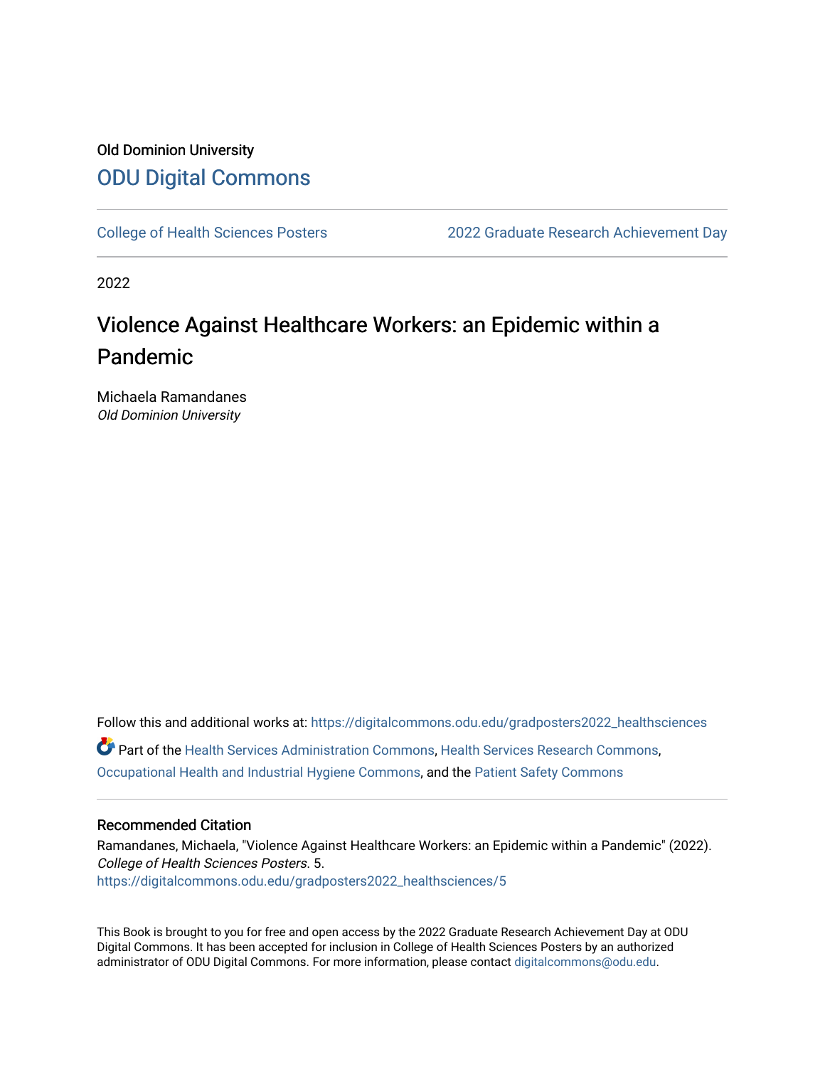Old Dominion University

# ODU Digital Commons

College of Health Sciences Posters | 2022 Graduate Research Achievement Day

2022

## Violence Against Healthcare Workers: an Epidemic within a Pandemic

Michaela Ramandanes
*Old Dominion University*

Follow this and additional works at: https://digitalcommons.odu.edu/gradposters2022_healthsciences

Part of the Health Services Administration Commons, Health Services Research Commons, Occupational Health and Industrial Hygiene Commons, and the Patient Safety Commons

### Recommended Citation

Ramandanes, Michaela, "Violence Against Healthcare Workers: an Epidemic within a Pandemic" (2022). *College of Health Sciences Posters*. 5.
https://digitalcommons.odu.edu/gradposters2022_healthsciences/5

This Book is brought to you for free and open access by the 2022 Graduate Research Achievement Day at ODU Digital Commons. It has been accepted for inclusion in College of Health Sciences Posters by an authorized administrator of ODU Digital Commons. For more information, please contact digitalcommons@odu.edu.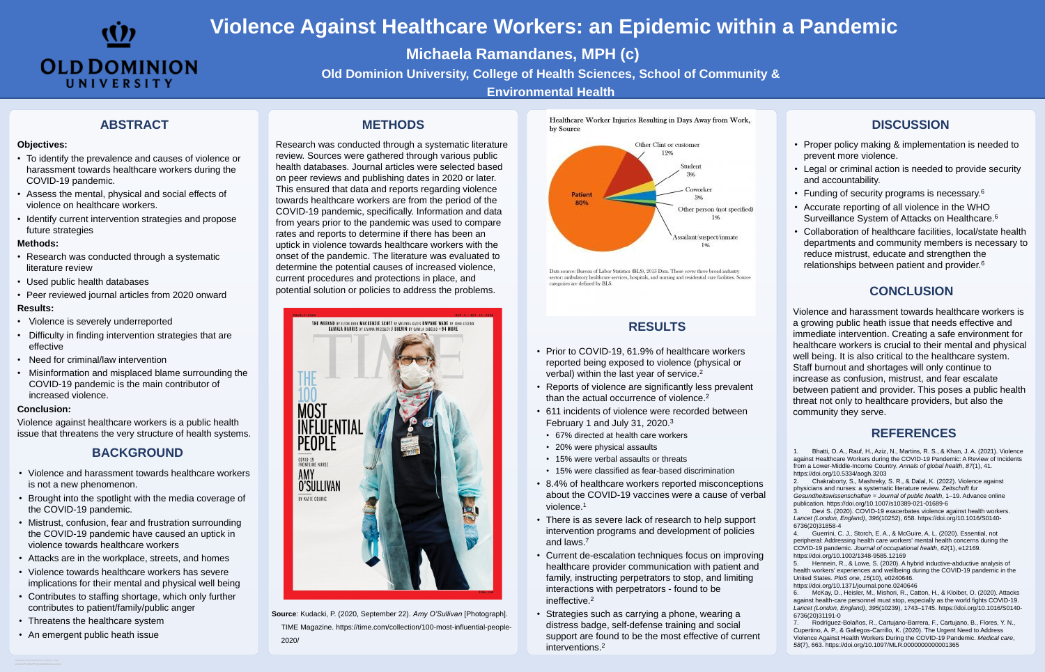# Violence Against Healthcare Workers: an Epidemic within a Pandemic

## Michaela Ramandanes, MPH (c)

### Old Dominion University, College of Health Sciences, School of Community & Environmental Health

## ABSTRACT

**Objectives:**

- To identify the prevalence and causes of violence or harassment towards healthcare workers during the COVID-19 pandemic.
- Assess the mental, physical and social effects of violence on healthcare workers.
- Identify current intervention strategies and propose future strategies

**Methods:**

- Research was conducted through a systematic literature review
- Used public health databases
- Peer reviewed journal articles from 2020 onward

**Results:**

- Violence is severely underreported
- Difficulty in finding intervention strategies that are effective
- Need for criminal/law intervention
- Misinformation and misplaced blame surrounding the COVID-19 pandemic is the main contributor of increased violence.

**Conclusion:**

Violence against healthcare workers is a public health issue that threatens the very structure of health systems.

## BACKGROUND

- Violence and harassment towards healthcare workers is not a new phenomenon.
- Brought into the spotlight with the media coverage of the COVID-19 pandemic.
- Mistrust, confusion, fear and frustration surrounding the COVID-19 pandemic have caused an uptick in violence towards healthcare workers
- Attacks are in the workplace, streets, and homes
- Violence towards healthcare workers has severe implications for their mental and physical well being
- Contributes to staffing shortage, which only further contributes to patient/family/public anger
- Threatens the healthcare system
- An emergent public heath issue

## METHODS

Research was conducted through a systematic literature review. Sources were gathered through various public health databases. Journal articles were selected based on peer reviews and publishing dates in 2020 or later. This ensured that data and reports regarding violence towards healthcare workers are from the period of the COVID-19 pandemic, specifically. Information and data from years prior to the pandemic was used to compare rates and reports to determine if there has been an uptick in violence towards healthcare workers with the onset of the pandemic. The literature was evaluated to determine the potential causes of increased violence, current procedures and protections in place, and potential solution or policies to address the problems.

**Source**: Kudacki, P. (2020, September 22). *Amy O'Sullivan* [Photograph]. TIME Magazine. https://time.com/collection/100-most-influential-people-2020/

Healthcare Worker Injuries Resulting in Days Away from Work, by Source

Patient 80%
Other Client or customer 12%
Student 3%
Coworker 3%
Other person (not specified) 1%
Assailant/suspect/inmate 1%

Data source: Bureau of Labor Statistics (BLS), 2013 Data. These cover three broad industry sector: ambulatory healthcare services, hospitals, and nursing and residential care facilities. Source categories are defined by BLS.

## RESULTS

- Prior to COVID-19, 61.9% of healthcare workers reported being exposed to violence (physical or verbal) within the last year of service.[2]
- Reports of violence are significantly less prevalent than the actual occurrence of violence.[2]
- 611 incidents of violence were recorded between February 1 and July 31, 2020.[3]
  - 67% directed at health care workers
  - 20% were physical assaults
  - 15% were verbal assaults or threats
  - 15% were classified as fear-based discrimination
- 8.4% of healthcare workers reported misconceptions about the COVID-19 vaccines were a cause of verbal violence.[1]
- There is as severe lack of research to help support intervention programs and development of policies and laws.[7]
- Current de-escalation techniques focus on improving healthcare provider communication with patient and family, instructing perpetrators to stop, and limiting interactions with perpetrators - found to be ineffective.[2]
- Strategies such as carrying a phone, wearing a distress badge, self-defense training and social support are found to be the most effective of current interventions.[2]

## DISCUSSION

- Proper policy making & implementation is needed to prevent more violence.
- Legal or criminal action is needed to provide security and accountability.
- Funding of security programs is necessary.[6]
- Accurate reporting of all violence in the WHO Surveillance System of Attacks on Healthcare.[6]
- Collaboration of healthcare facilities, local/state health departments and community members is necessary to reduce mistrust, educate and strengthen the relationships between patient and provider.[6]

## CONCLUSION

Violence and harassment towards healthcare workers is a growing public heath issue that needs effective and immediate intervention. Creating a safe environment for healthcare workers is crucial to their mental and physical well being. It is also critical to the healthcare system. Staff burnout and shortages will only continue to increase as confusion, mistrust, and fear escalate between patient and provider. This poses a public health threat not only to healthcare providers, but also the community they serve.

## REFERENCES

1. Bhatti, O. A., Rauf, H., Aziz, N., Martins, R. S., & Khan, J. A. (2021). Violence against Healthcare Workers during the COVID-19 Pandemic: A Review of Incidents from a Lower-Middle-Income Country. *Annals of global health*, *87*(1), 41. https://doi.org/10.5334/aogh.3203
2. Chakraborty, S., Mashreky, S. R., & Dalal, K. (2022). Violence against physicians and nurses: a systematic literature review. *Zeitschrift fur Gesundheitswissenschaften = Journal of public health*, 1–19. Advance online publication. https://doi.org/10.1007/s10389-021-01689-6
3. Devi S. (2020). COVID-19 exacerbates violence against health workers. *Lancet (London, England)*, *396*(10252), 658. https://doi.org/10.1016/S0140-6736(20)31858-4
4. Guerrini, C. J., Storch, E. A., & McGuire, A. L. (2020). Essential, not peripheral: Addressing health care workers' mental health concerns during the COVID-19 pandemic. *Journal of occupational health*, *62*(1), e12169. https://doi.org/10.1002/1348-9585.12169
5. Hennein, R., & Lowe, S. (2020). A hybrid inductive-abductive analysis of health workers' experiences and wellbeing during the COVID-19 pandemic in the United States. *PloS one*, *15*(10), e0240646. https://doi.org/10.1371/journal.pone.0240646
6. McKay, D., Heisler, M., Mishori, R., Catton, H., & Kloiber, O. (2020). Attacks against health-care personnel must stop, especially as the world fights COVID-19. *Lancet (London, England)*, *395*(10239), 1743–1745. https://doi.org/10.1016/S0140-6736(20)31191-0
7. Rodríguez-Bolaños, R., Cartujano-Barrera, F., Cartujano, B., Flores, Y. N., Cupertino, A. P., & Gallegos-Carrillo, K. (2020). The Urgent Need to Address Violence Against Health Workers During the COVID-19 Pandemic. *Medical care*, *58*(7), 663. https://doi.org/10.1097/MLR.0000000000001365